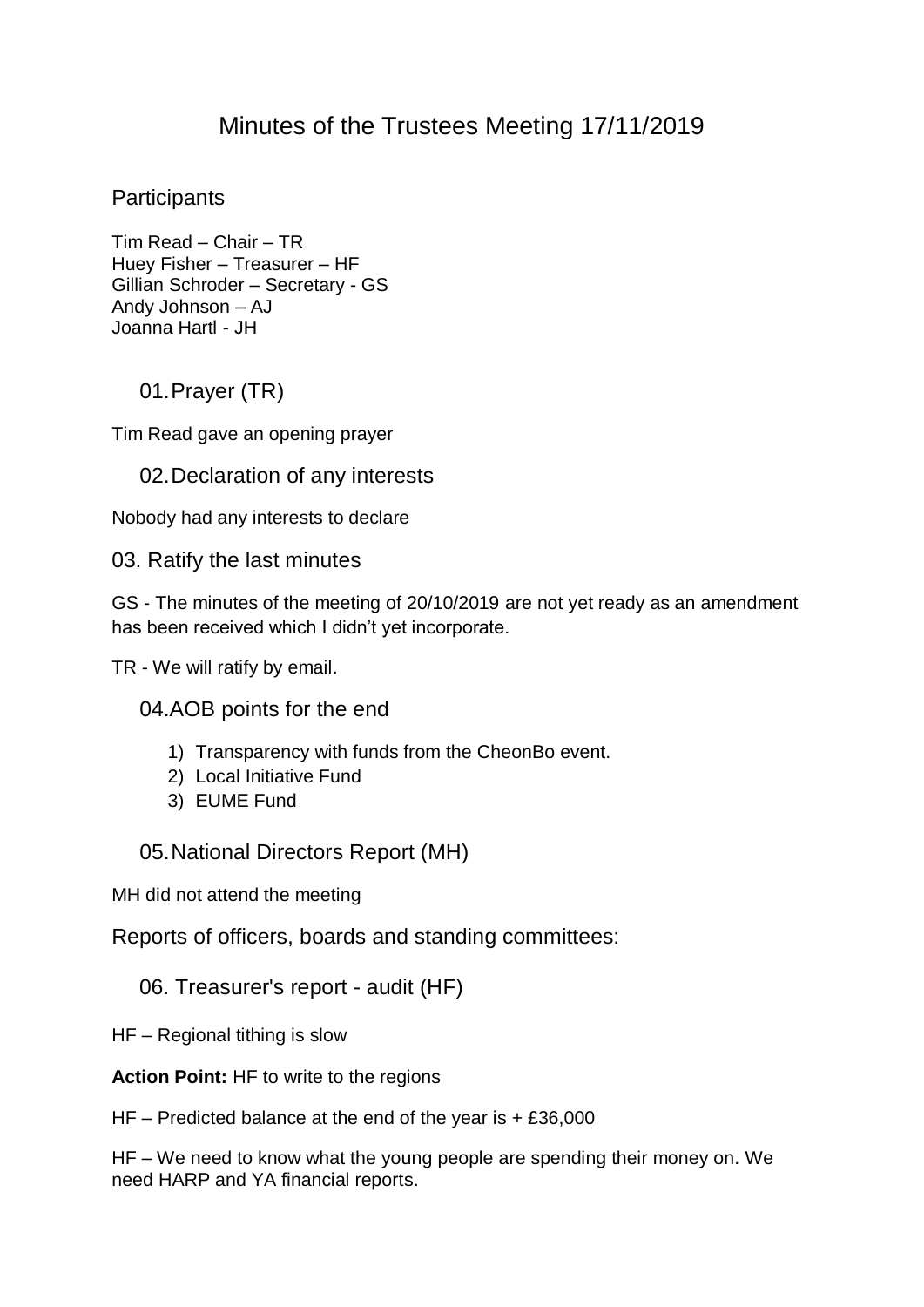# Minutes of the Trustees Meeting 17/11/2019

## Participants

Tim Read – Chair – TR
Huey Fisher – Treasurer – HF
Gillian Schroder – Secretary - GS
Andy Johnson – AJ
Joanna Hartl - JH

### 01. Prayer (TR)

Tim Read gave an opening prayer

### 02. Declaration of any interests

Nobody had any interests to declare

### 03. Ratify the last minutes

GS - The minutes of the meeting of 20/10/2019 are not yet ready as an amendment has been received which I didn't yet incorporate.

TR - We will ratify by email.

### 04. AOB points for the end

1) Transparency with funds from the CheonBo event.
2) Local Initiative Fund
3) EUME Fund

### 05. National Directors Report (MH)

MH did not attend the meeting

## Reports of officers, boards and standing committees:

### 06. Treasurer's report - audit (HF)

HF – Regional tithing is slow

**Action Point:** HF to write to the regions

HF – Predicted balance at the end of the year is + £36,000

HF – We need to know what the young people are spending their money on. We need HARP and YA financial reports.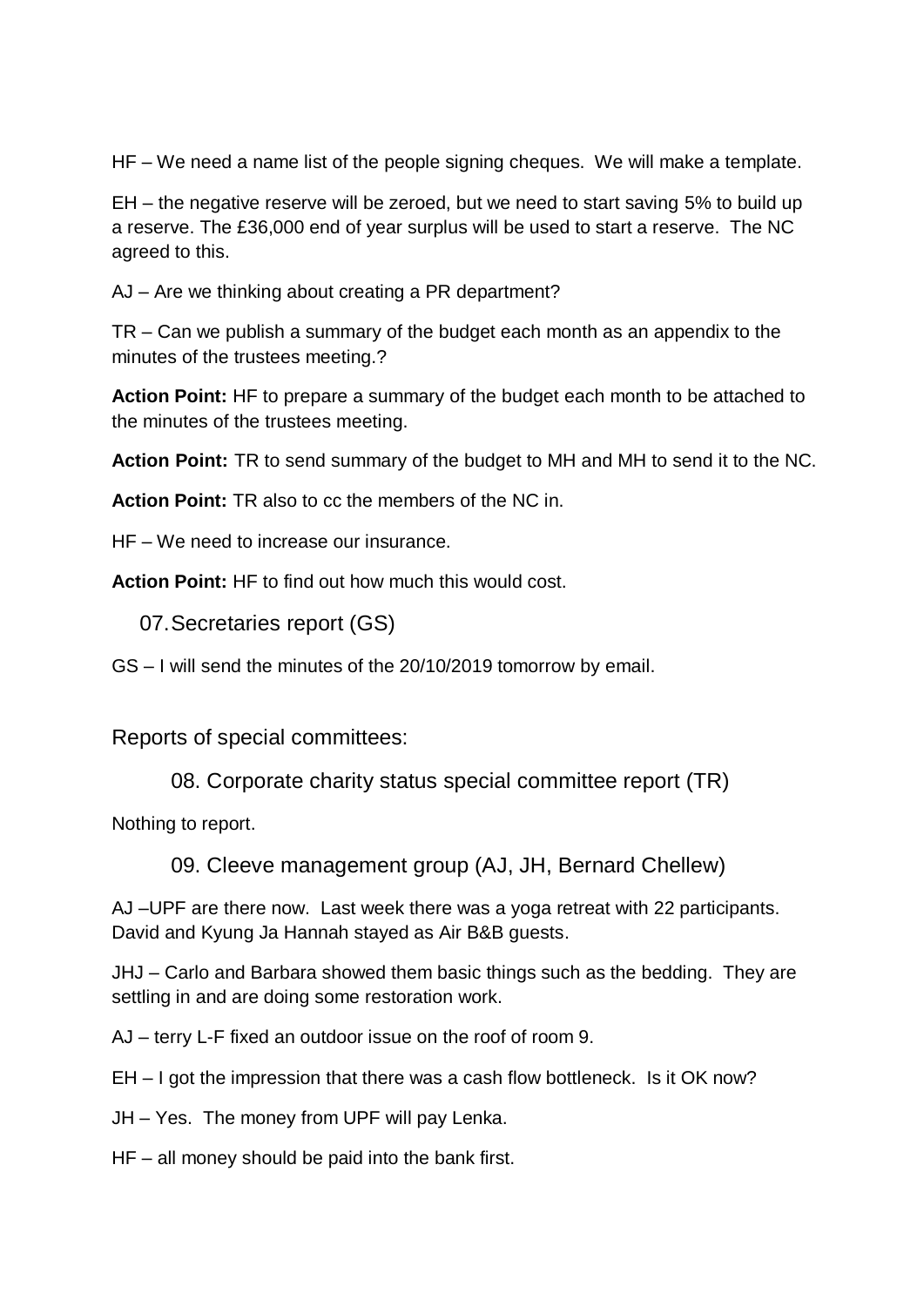HF – We need a name list of the people signing cheques. We will make a template.

EH – the negative reserve will be zeroed, but we need to start saving 5% to build up a reserve. The £36,000 end of year surplus will be used to start a reserve. The NC agreed to this.

AJ – Are we thinking about creating a PR department?

TR – Can we publish a summary of the budget each month as an appendix to the minutes of the trustees meeting.?

**Action Point:** HF to prepare a summary of the budget each month to be attached to the minutes of the trustees meeting.

**Action Point:** TR to send summary of the budget to MH and MH to send it to the NC.

**Action Point:** TR also to cc the members of the NC in.

HF – We need to increase our insurance.

**Action Point:** HF to find out how much this would cost.

## 07. Secretaries report (GS)

GS – I will send the minutes of the 20/10/2019 tomorrow by email.

# Reports of special committees:

## 08. Corporate charity status special committee report (TR)

Nothing to report.

## 09. Cleeve management group (AJ, JH, Bernard Chellew)

AJ –UPF are there now. Last week there was a yoga retreat with 22 participants. David and Kyung Ja Hannah stayed as Air B&B guests.

JHJ – Carlo and Barbara showed them basic things such as the bedding. They are settling in and are doing some restoration work.

AJ – terry L-F fixed an outdoor issue on the roof of room 9.

EH – I got the impression that there was a cash flow bottleneck. Is it OK now?

JH – Yes. The money from UPF will pay Lenka.

HF – all money should be paid into the bank first.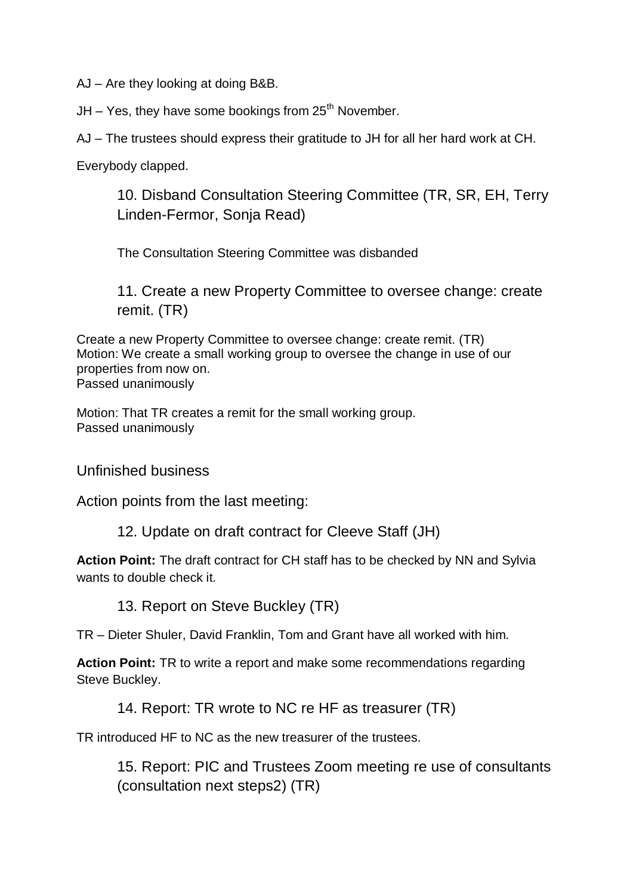AJ – Are they looking at doing B&B.

JH – Yes, they have some bookings from 25th November.

AJ – The trustees should express their gratitude to JH for all her hard work at CH.

Everybody clapped.

### 10. Disband Consultation Steering Committee (TR, SR, EH, Terry Linden-Fermor, Sonja Read)

The Consultation Steering Committee was disbanded

### 11. Create a new Property Committee to oversee change: create remit. (TR)

Create a new Property Committee to oversee change: create remit. (TR)
Motion: We create a small working group to oversee the change in use of our properties from now on.
Passed unanimously

Motion: That TR creates a remit for the small working group.
Passed unanimously

## Unfinished business

Action points from the last meeting:

### 12. Update on draft contract for Cleeve Staff (JH)

**Action Point:** The draft contract for CH staff has to be checked by NN and Sylvia wants to double check it.

### 13. Report on Steve Buckley (TR)

TR – Dieter Shuler, David Franklin, Tom and Grant have all worked with him.

**Action Point:** TR to write a report and make some recommendations regarding Steve Buckley.

### 14. Report: TR wrote to NC re HF as treasurer (TR)

TR introduced HF to NC as the new treasurer of the trustees.

### 15. Report: PIC and Trustees Zoom meeting re use of consultants (consultation next steps2) (TR)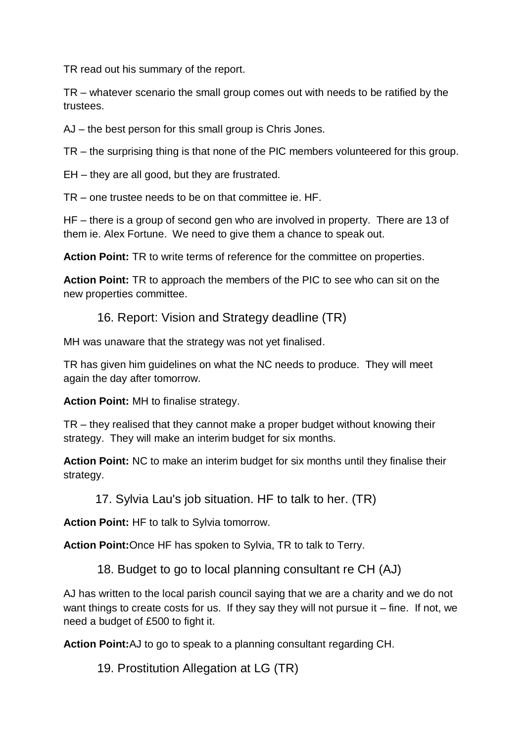TR read out his summary of the report.

TR – whatever scenario the small group comes out with needs to be ratified by the trustees.

AJ – the best person for this small group is Chris Jones.

TR – the surprising thing is that none of the PIC members volunteered for this group.

EH – they are all good, but they are frustrated.

TR – one trustee needs to be on that committee ie. HF.

HF – there is a group of second gen who are involved in property. There are 13 of them ie. Alex Fortune. We need to give them a chance to speak out.

**Action Point:** TR to write terms of reference for the committee on properties.

**Action Point:** TR to approach the members of the PIC to see who can sit on the new properties committee.

### 16. Report: Vision and Strategy deadline (TR)

MH was unaware that the strategy was not yet finalised.

TR has given him guidelines on what the NC needs to produce. They will meet again the day after tomorrow.

**Action Point:** MH to finalise strategy.

TR – they realised that they cannot make a proper budget without knowing their strategy. They will make an interim budget for six months.

**Action Point:** NC to make an interim budget for six months until they finalise their strategy.

### 17. Sylvia Lau's job situation. HF to talk to her. (TR)

**Action Point:** HF to talk to Sylvia tomorrow.

**Action Point:** Once HF has spoken to Sylvia, TR to talk to Terry.

### 18. Budget to go to local planning consultant re CH (AJ)

AJ has written to the local parish council saying that we are a charity and we do not want things to create costs for us. If they say they will not pursue it – fine. If not, we need a budget of £500 to fight it.

**Action Point:** AJ to go to speak to a planning consultant regarding CH.

### 19. Prostitution Allegation at LG (TR)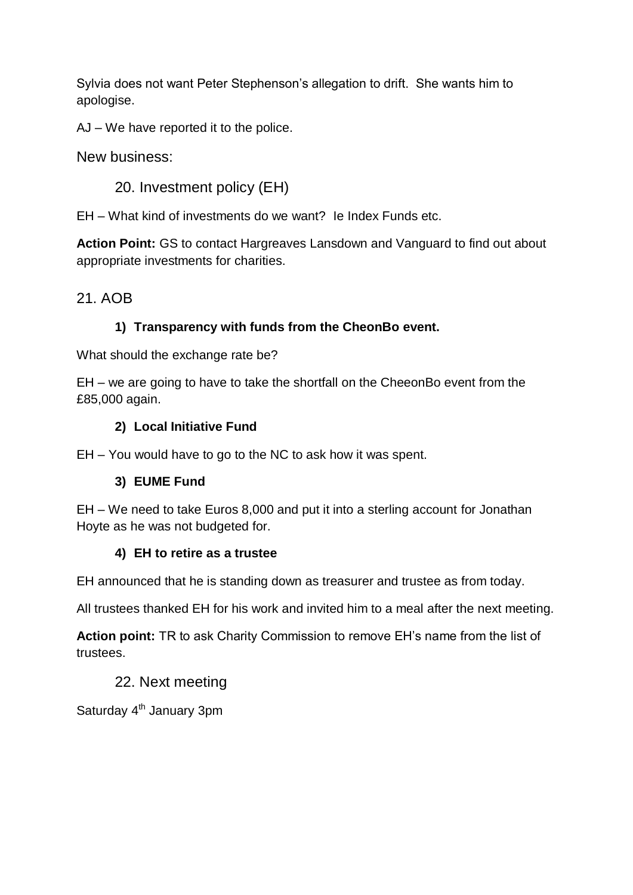Sylvia does not want Peter Stephenson's allegation to drift. She wants him to apologise.

AJ – We have reported it to the police.

New business:

## 20. Investment policy (EH)

EH – What kind of investments do we want? Ie Index Funds etc.

**Action Point:** GS to contact Hargreaves Lansdown and Vanguard to find out about appropriate investments for charities.

## 21. AOB

### 1) Transparency with funds from the CheonBo event.

What should the exchange rate be?

EH – we are going to have to take the shortfall on the CheeonBo event from the £85,000 again.

### 2) Local Initiative Fund

EH – You would have to go to the NC to ask how it was spent.

### 3) EUME Fund

EH – We need to take Euros 8,000 and put it into a sterling account for Jonathan Hoyte as he was not budgeted for.

### 4) EH to retire as a trustee

EH announced that he is standing down as treasurer and trustee as from today.

All trustees thanked EH for his work and invited him to a meal after the next meeting.

**Action point:** TR to ask Charity Commission to remove EH's name from the list of trustees.

## 22. Next meeting

Saturday 4th January 3pm